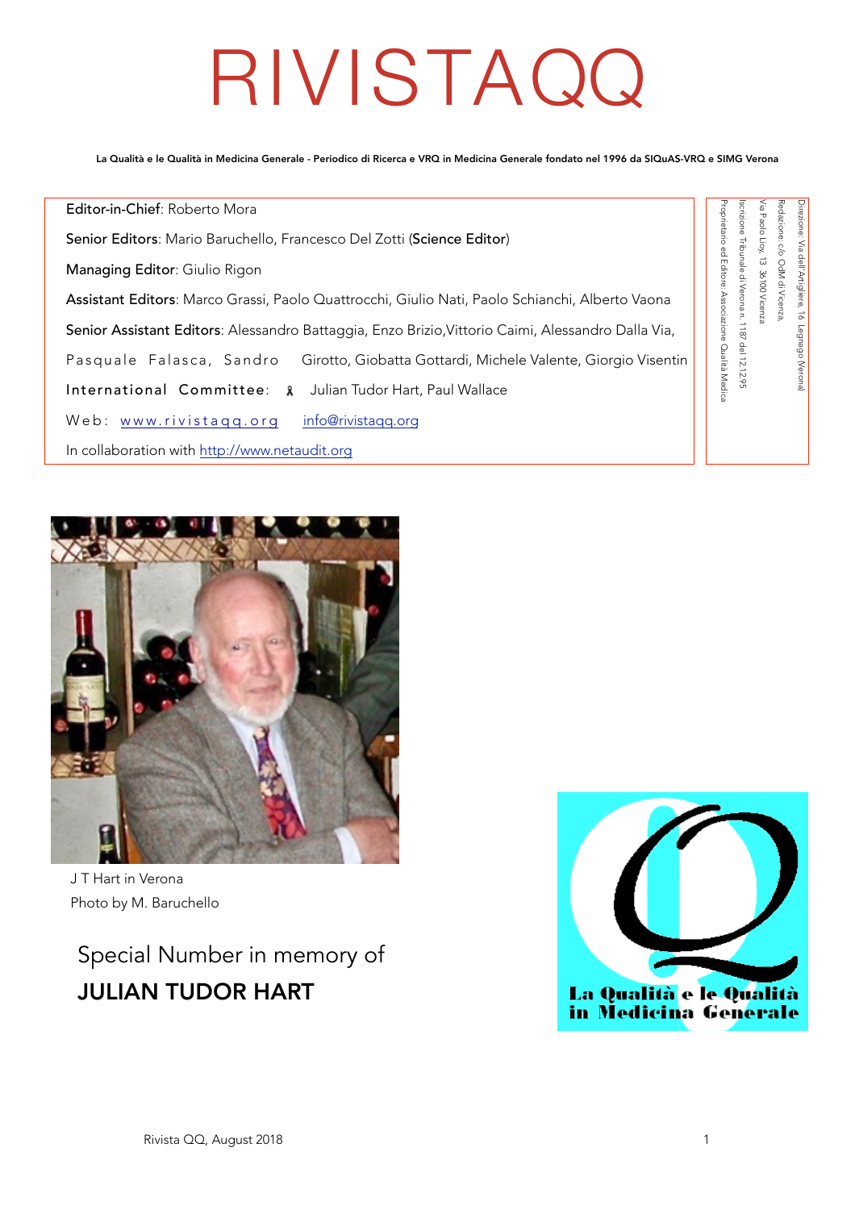# RIVISTAQQ

**La Qualità e le Qualità in Medicina Generale - Periodico di Ricerca e VRQ in Medicina Generale fondato nel 1996 da SIQuAS-VRQ e SIMG Verona**

**Editor-in-Chief**: Roberto Mora

**Senior Editors**: Mario Baruchello, Francesco Del Zotti (**Science Editor**)

**Managing Editor**: Giulio Rigon

**Assistant Editors**: Marco Grassi, Paolo Quattrocchi, Giulio Nati, Paolo Schianchi, Alberto Vaona

**Senior Assistant Editors**: Alessandro Battaggia, Enzo Brizio, Vittorio Caimi, Alessandro Dalla Via, Pasquale Falasca, Sandro Girotto, Giobatta Gottardi, Michele Valente, Giorgio Visentin

**International Committee**: Julian Tudor Hart, Paul Wallace

Web: www.rivistaqq.org info@rivistaqq.org

In collaboration with http://www.netaudit.org

Direzione: Via dell'Artigliere, 16 Legnago (Verona)
Redazione: c/o OdM di Vicenza,
Via Paolo Lioy, 13 36100 Vicenza
Iscrizione Tribunale di Verona n. 1187 del 12.12.95
Proprietario ed Editore: Associazione Qualità Medica

J T Hart in Verona
Photo by M. Baruchello

## Special Number in memory of **JULIAN TUDOR HART**

La Qualità e le Qualità in Medicina Generale

Rivista QQ, August 2018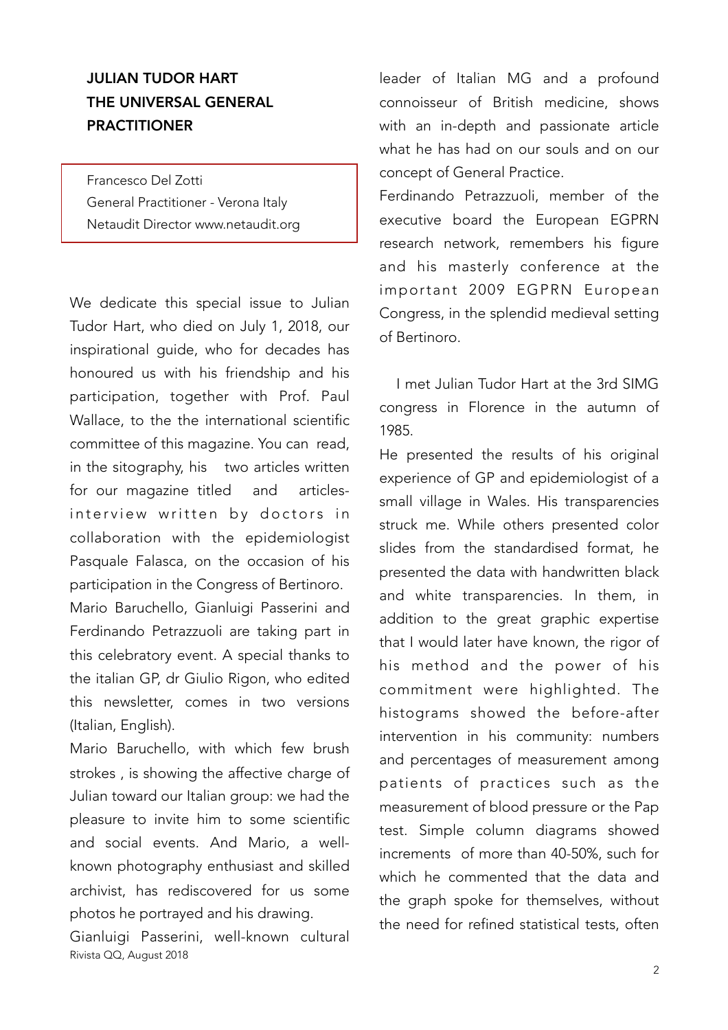## JULIAN TUDOR HART THE UNIVERSAL GENERAL PRACTITIONER

Francesco Del Zotti
General Practitioner - Verona Italy
Netaudit Director www.netaudit.org

We dedicate this special issue to Julian Tudor Hart, who died on July 1, 2018, our inspirational guide, who for decades has honoured us with his friendship and his participation, together with Prof. Paul Wallace, to the the international scientific committee of this magazine. You can read, in the sitography, his two articles written for our magazine titled and articles-interview written by doctors in collaboration with the epidemiologist Pasquale Falasca, on the occasion of his participation in the Congress of Bertinoro.

Mario Baruchello, Gianluigi Passerini and Ferdinando Petrazzuoli are taking part in this celebratory event. A special thanks to the italian GP, dr Giulio Rigon, who edited this newsletter, comes in two versions (Italian, English).

Mario Baruchello, with which few brush strokes , is showing the affective charge of Julian toward our Italian group: we had the pleasure to invite him to some scientific and social events. And Mario, a well-known photography enthusiast and skilled archivist, has rediscovered for us some photos he portrayed and his drawing.

Gianluigi Passerini, well-known cultural leader of Italian MG and a profound connoisseur of British medicine, shows with an in-depth and passionate article what he has had on our souls and on our concept of General Practice.

Ferdinando Petrazzuoli, member of the executive board the European EGPRN research network, remembers his figure and his masterly conference at the important 2009 EGPRN European Congress, in the splendid medieval setting of Bertinoro.

I met Julian Tudor Hart at the 3rd SIMG congress in Florence in the autumn of 1985.

He presented the results of his original experience of GP and epidemiologist of a small village in Wales. His transparencies struck me. While others presented color slides from the standardised format, he presented the data with handwritten black and white transparencies. In them, in addition to the great graphic expertise that I would later have known, the rigor of his method and the power of his commitment were highlighted. The histograms showed the before-after intervention in his community: numbers and percentages of measurement among patients of practices such as the measurement of blood pressure or the Pap test. Simple column diagrams showed increments of more than 40-50%, such for which he commented that the data and the graph spoke for themselves, without the need for refined statistical tests, often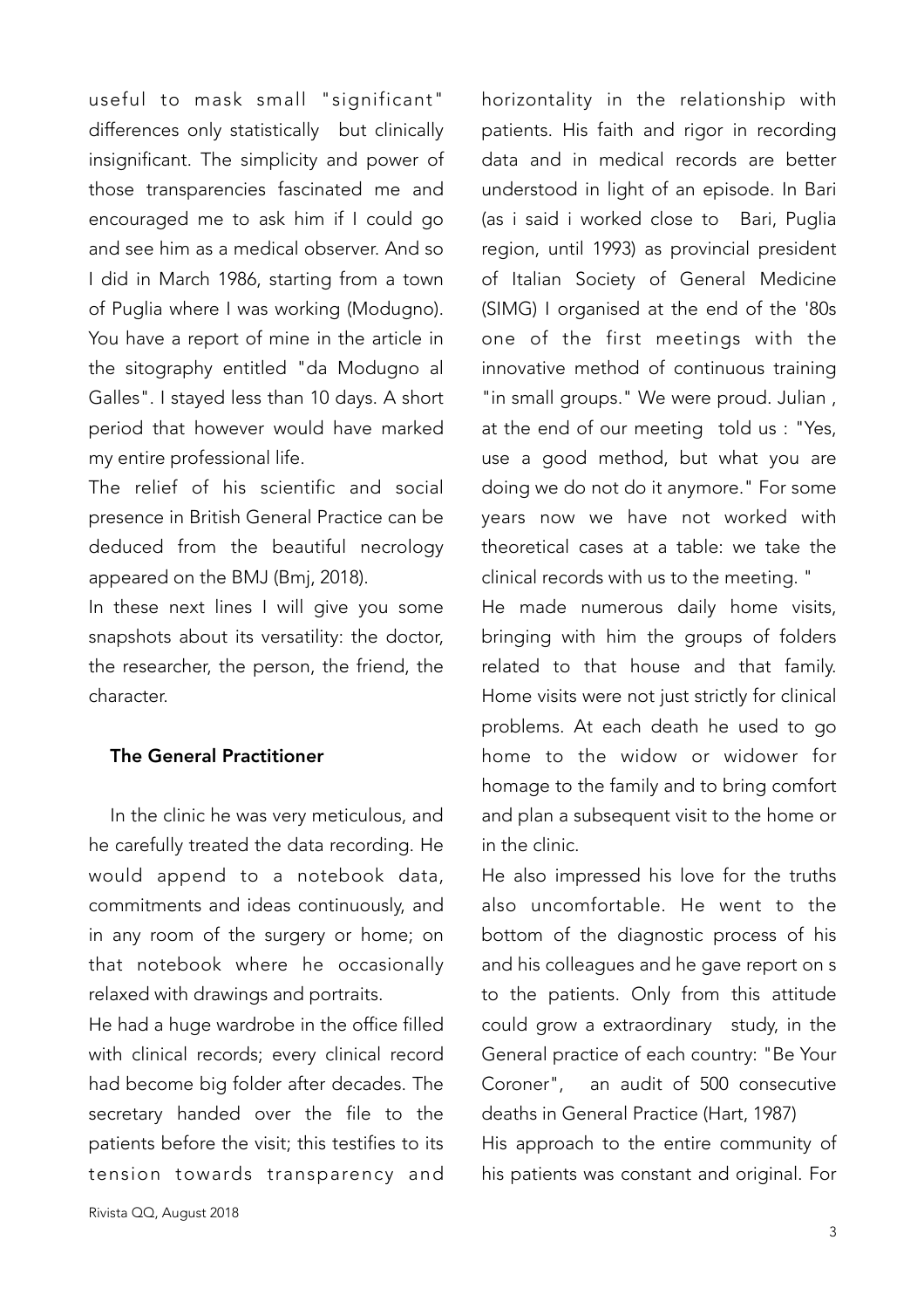useful to mask small "significant" differences only statistically but clinically insignificant. The simplicity and power of those transparencies fascinated me and encouraged me to ask him if I could go and see him as a medical observer. And so I did in March 1986, starting from a town of Puglia where I was working (Modugno). You have a report of mine in the article in the sitography entitled "da Modugno al Galles". I stayed less than 10 days. A short period that however would have marked my entire professional life.

The relief of his scientific and social presence in British General Practice can be deduced from the beautiful necrology appeared on the BMJ (Bmj, 2018).

In these next lines I will give you some snapshots about its versatility: the doctor, the researcher, the person, the friend, the character.

#### The General Practitioner

In the clinic he was very meticulous, and he carefully treated the data recording. He would append to a notebook data, commitments and ideas continuously, and in any room of the surgery or home; on that notebook where he occasionally relaxed with drawings and portraits.

He had a huge wardrobe in the office filled with clinical records; every clinical record had become big folder after decades. The secretary handed over the file to the patients before the visit; this testifies to its tension towards transparency and horizontality in the relationship with patients. His faith and rigor in recording data and in medical records are better understood in light of an episode. In Bari (as i said i worked close to Bari, Puglia region, until 1993) as provincial president of Italian Society of General Medicine (SIMG) I organised at the end of the '80s one of the first meetings with the innovative method of continuous training "in small groups." We were proud. Julian , at the end of our meeting told us : "Yes, use a good method, but what you are doing we do not do it anymore." For some years now we have not worked with theoretical cases at a table: we take the clinical records with us to the meeting. "

He made numerous daily home visits, bringing with him the groups of folders related to that house and that family. Home visits were not just strictly for clinical problems. At each death he used to go home to the widow or widower for homage to the family and to bring comfort and plan a subsequent visit to the home or in the clinic.

He also impressed his love for the truths also uncomfortable. He went to the bottom of the diagnostic process of his and his colleagues and he gave report on s to the patients. Only from this attitude could grow a extraordinary study, in the General practice of each country: "Be Your Coroner", an audit of 500 consecutive deaths in General Practice (Hart, 1987)

His approach to the entire community of his patients was constant and original. For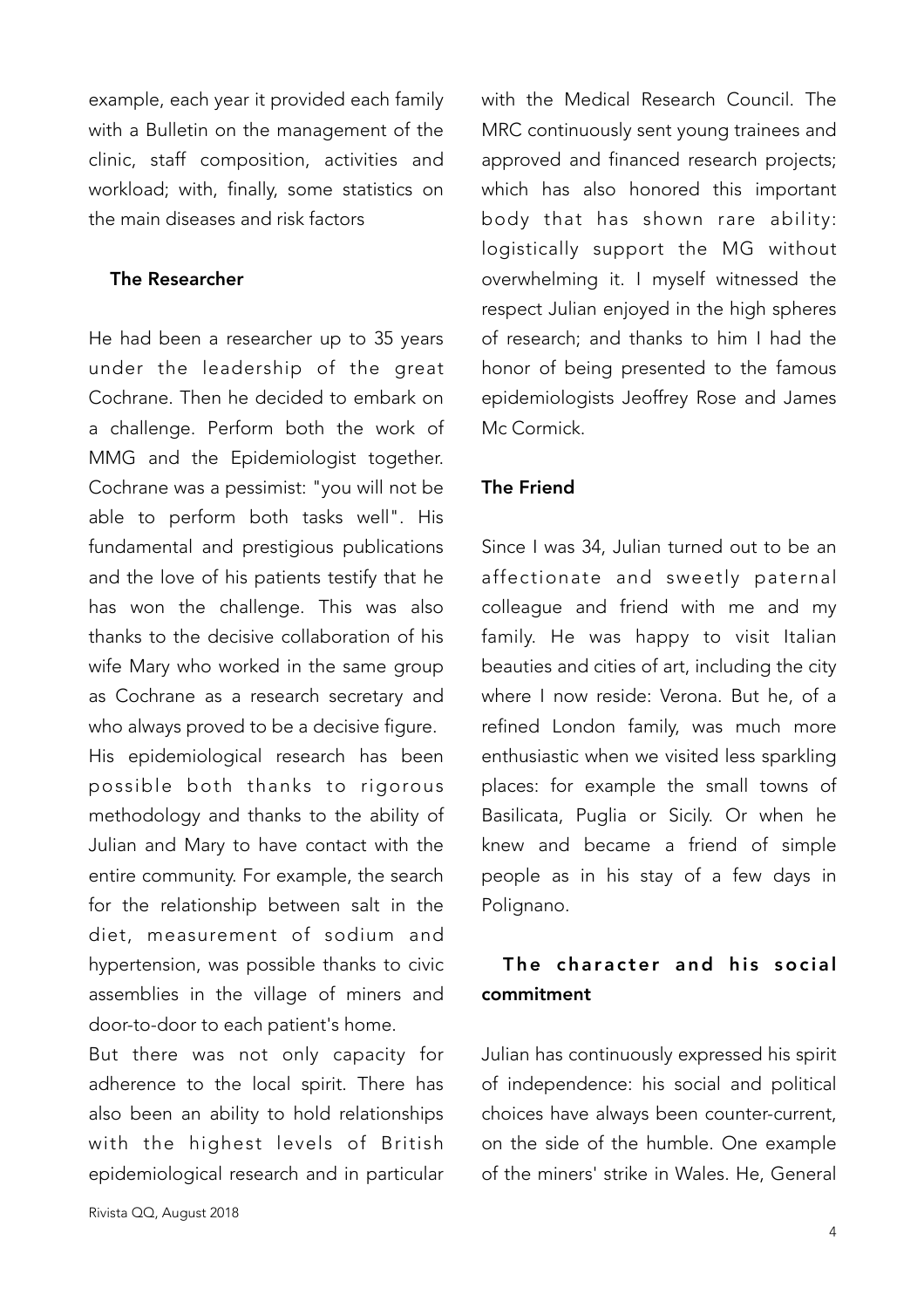example, each year it provided each family with a Bulletin on the management of the clinic, staff composition, activities and workload; with, finally, some statistics on the main diseases and risk factors

### The Researcher

He had been a researcher up to 35 years under the leadership of the great Cochrane. Then he decided to embark on a challenge. Perform both the work of MMG and the Epidemiologist together. Cochrane was a pessimist: "you will not be able to perform both tasks well". His fundamental and prestigious publications and the love of his patients testify that he has won the challenge. This was also thanks to the decisive collaboration of his wife Mary who worked in the same group as Cochrane as a research secretary and who always proved to be a decisive figure.

His epidemiological research has been possible both thanks to rigorous methodology and thanks to the ability of Julian and Mary to have contact with the entire community. For example, the search for the relationship between salt in the diet, measurement of sodium and hypertension, was possible thanks to civic assemblies in the village of miners and door-to-door to each patient's home.

But there was not only capacity for adherence to the local spirit. There has also been an ability to hold relationships with the highest levels of British epidemiological research and in particular with the Medical Research Council. The MRC continuously sent young trainees and approved and financed research projects; which has also honored this important body that has shown rare ability: logistically support the MG without overwhelming it. I myself witnessed the respect Julian enjoyed in the high spheres of research; and thanks to him I had the honor of being presented to the famous epidemiologists Jeoffrey Rose and James Mc Cormick.

### The Friend

Since I was 34, Julian turned out to be an affectionate and sweetly paternal colleague and friend with me and my family. He was happy to visit Italian beauties and cities of art, including the city where I now reside: Verona. But he, of a refined London family, was much more enthusiastic when we visited less sparkling places: for example the small towns of Basilicata, Puglia or Sicily. Or when he knew and became a friend of simple people as in his stay of a few days in Polignano.

### The character and his social commitment

Julian has continuously expressed his spirit of independence: his social and political choices have always been counter-current, on the side of the humble. One example of the miners' strike in Wales. He, General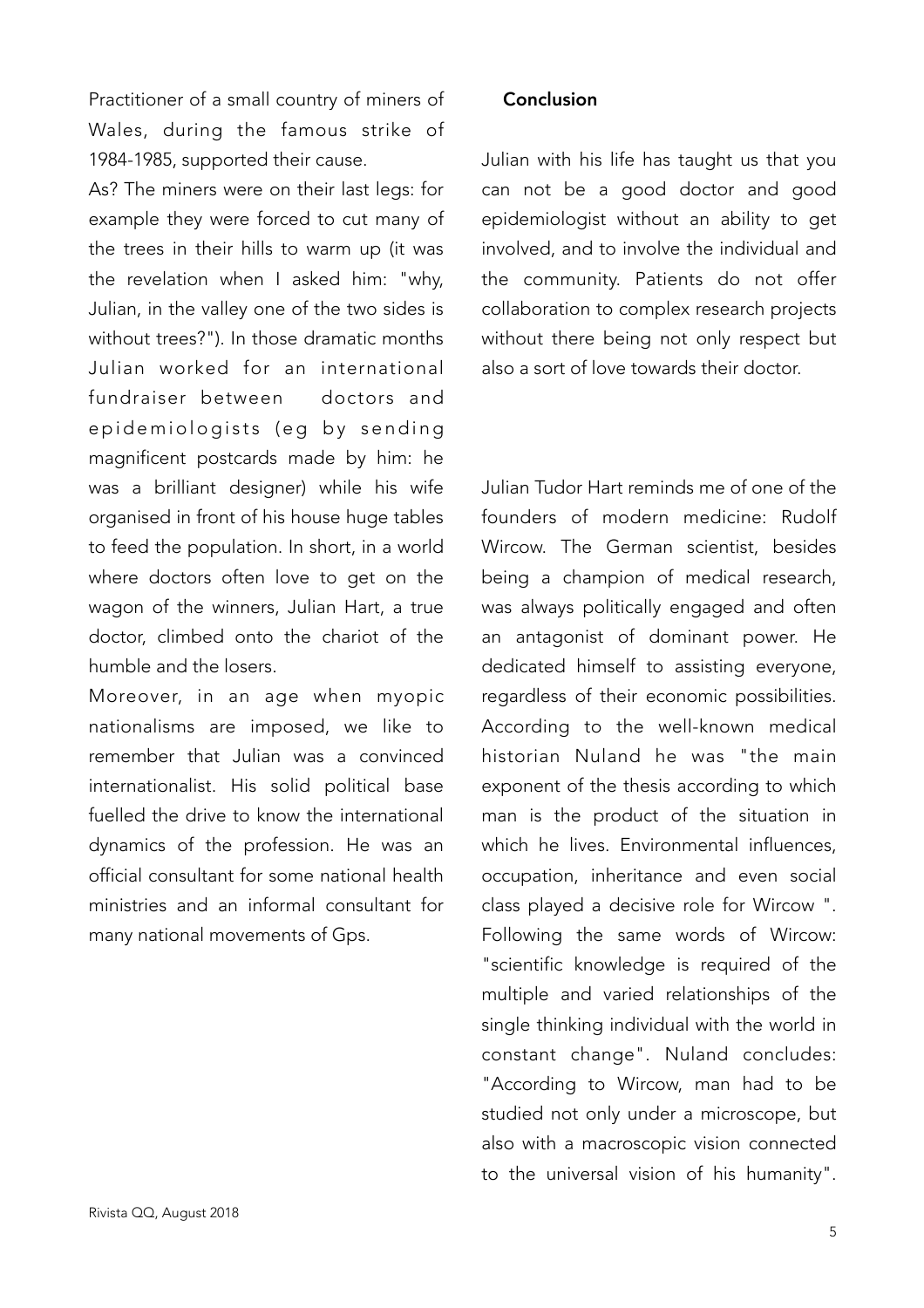Practitioner of a small country of miners of Wales, during the famous strike of 1984-1985, supported their cause.

As? The miners were on their last legs: for example they were forced to cut many of the trees in their hills to warm up (it was the revelation when I asked him: "why, Julian, in the valley one of the two sides is without trees?"). In those dramatic months Julian worked for an international fundraiser between doctors and epidemiologists (eg by sending magnificent postcards made by him: he was a brilliant designer) while his wife organised in front of his house huge tables to feed the population. In short, in a world where doctors often love to get on the wagon of the winners, Julian Hart, a true doctor, climbed onto the chariot of the humble and the losers.

Moreover, in an age when myopic nationalisms are imposed, we like to remember that Julian was a convinced internationalist. His solid political base fuelled the drive to know the international dynamics of the profession. He was an official consultant for some national health ministries and an informal consultant for many national movements of Gps.

## Conclusion

Julian with his life has taught us that you can not be a good doctor and good epidemiologist without an ability to get involved, and to involve the individual and the community. Patients do not offer collaboration to complex research projects without there being not only respect but also a sort of love towards their doctor.

Julian Tudor Hart reminds me of one of the founders of modern medicine: Rudolf Wircow. The German scientist, besides being a champion of medical research, was always politically engaged and often an antagonist of dominant power. He dedicated himself to assisting everyone, regardless of their economic possibilities. According to the well-known medical historian Nuland he was "the main exponent of the thesis according to which man is the product of the situation in which he lives. Environmental influences, occupation, inheritance and even social class played a decisive role for Wircow ". Following the same words of Wircow: "scientific knowledge is required of the multiple and varied relationships of the single thinking individual with the world in constant change". Nuland concludes: "According to Wircow, man had to be studied not only under a microscope, but also with a macroscopic vision connected to the universal vision of his humanity".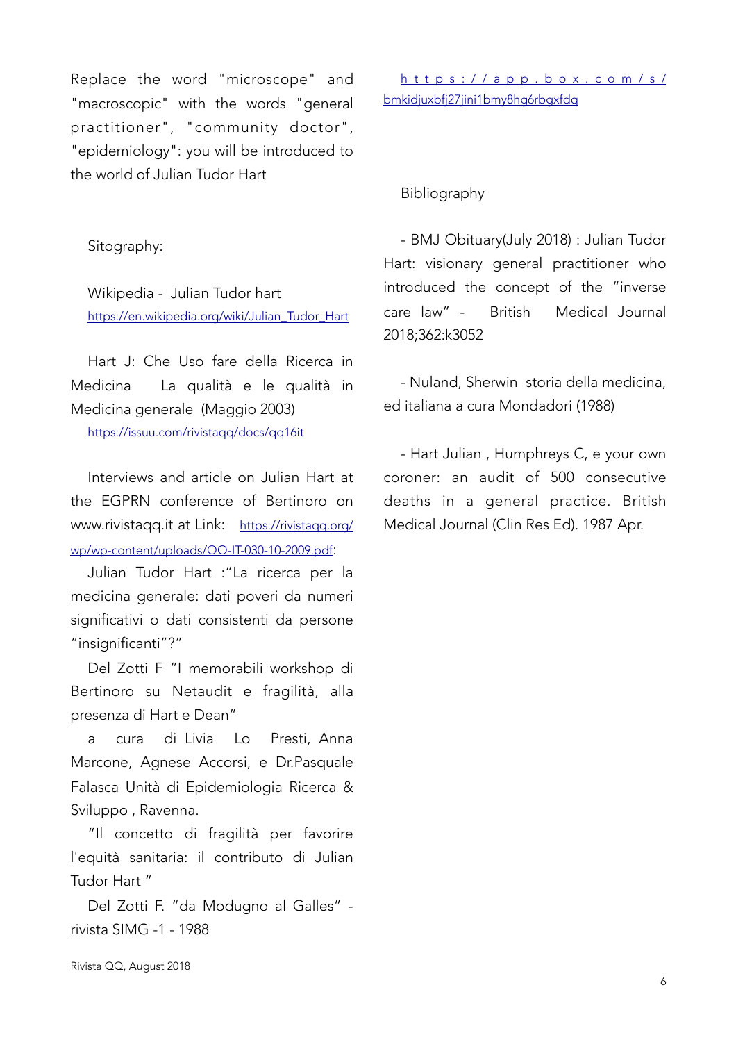Replace the word "microscope" and "macroscopic" with the words "general practitioner", "community doctor", "epidemiology": you will be introduced to the world of Julian Tudor Hart

Sitography:

Wikipedia - Julian Tudor hart
https://en.wikipedia.org/wiki/Julian_Tudor_Hart

Hart J: Che Uso fare della Ricerca in Medicina La qualità e le qualità in Medicina generale (Maggio 2003)
https://issuu.com/rivistaqq/docs/qq16it

Interviews and article on Julian Hart at the EGPRN conference of Bertinoro on www.rivistaqq.it at Link: https://rivistaqq.org/wp/wp-content/uploads/QQ-IT-030-10-2009.pdf:

Julian Tudor Hart :"La ricerca per la medicina generale: dati poveri da numeri significativi o dati consistenti da persone "insignificanti"?"

Del Zotti F "I memorabili workshop di Bertinoro su Netaudit e fragilità, alla presenza di Hart e Dean"

a cura di Livia Lo Presti, Anna Marcone, Agnese Accorsi, e Dr.Pasquale Falasca Unità di Epidemiologia Ricerca & Sviluppo , Ravenna.

"Il concetto di fragilità per favorire l'equità sanitaria: il contributo di Julian Tudor Hart "

Del Zotti F. "da Modugno al Galles" - rivista SIMG -1 - 1988

https://app.box.com/s/bmkidjuxbfj27jini1bmy8hg6rbgxfdq

Bibliography

- BMJ Obituary(July 2018) : Julian Tudor Hart: visionary general practitioner who introduced the concept of the "inverse care law" - British Medical Journal 2018;362:k3052

- Nuland, Sherwin storia della medicina, ed italiana a cura Mondadori (1988)

- Hart Julian , Humphreys C, e your own coroner: an audit of 500 consecutive deaths in a general practice. British Medical Journal (Clin Res Ed). 1987 Apr.

Rivista QQ, August 2018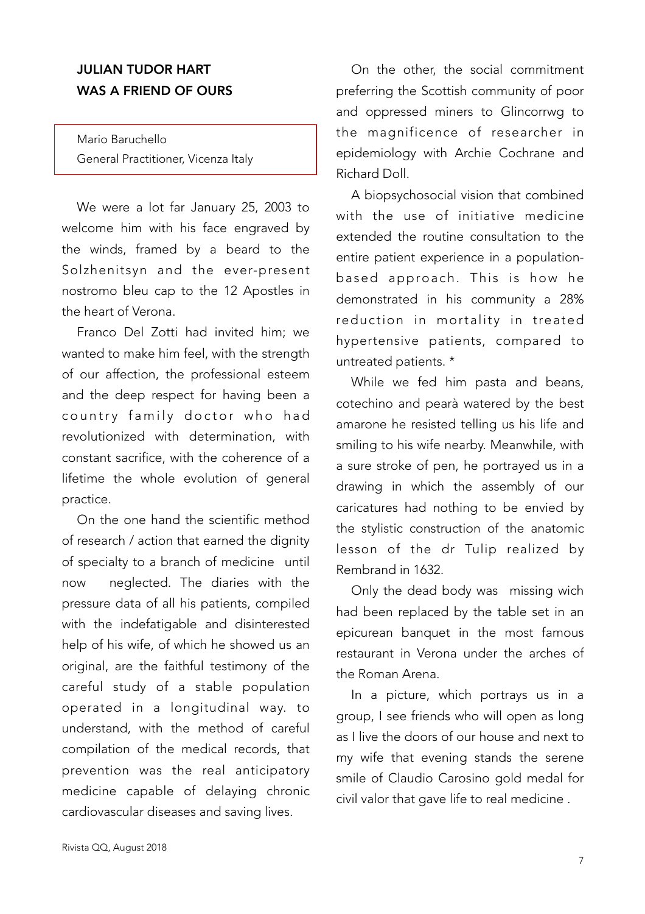## JULIAN TUDOR HART WAS A FRIEND OF OURS

Mario Baruchello
General Practitioner, Vicenza Italy

We were a lot far January 25, 2003 to welcome him with his face engraved by the winds, framed by a beard to the Solzhenitsyn and the ever-present nostromo bleu cap to the 12 Apostles in the heart of Verona.

Franco Del Zotti had invited him; we wanted to make him feel, with the strength of our affection, the professional esteem and the deep respect for having been a country family doctor who had revolutionized with determination, with constant sacrifice, with the coherence of a lifetime the whole evolution of general practice.

On the one hand the scientific method of research / action that earned the dignity of specialty to a branch of medicine until now neglected. The diaries with the pressure data of all his patients, compiled with the indefatigable and disinterested help of his wife, of which he showed us an original, are the faithful testimony of the careful study of a stable population operated in a longitudinal way. to understand, with the method of careful compilation of the medical records, that prevention was the real anticipatory medicine capable of delaying chronic cardiovascular diseases and saving lives.

On the other, the social commitment preferring the Scottish community of poor and oppressed miners to Glincorrwg to the magnificence of researcher in epidemiology with Archie Cochrane and Richard Doll.

A biopsychosocial vision that combined with the use of initiative medicine extended the routine consultation to the entire patient experience in a population-based approach. This is how he demonstrated in his community a 28% reduction in mortality in treated hypertensive patients, compared to untreated patients. *

While we fed him pasta and beans, cotechino and pearà watered by the best amarone he resisted telling us his life and smiling to his wife nearby. Meanwhile, with a sure stroke of pen, he portrayed us in a drawing in which the assembly of our caricatures had nothing to be envied by the stylistic construction of the anatomic lesson of the dr Tulip realized by Rembrand in 1632.

Only the dead body was missing wich had been replaced by the table set in an epicurean banquet in the most famous restaurant in Verona under the arches of the Roman Arena.

In a picture, which portrays us in a group, I see friends who will open as long as I live the doors of our house and next to my wife that evening stands the serene smile of Claudio Carosino gold medal for civil valor that gave life to real medicine .

Rivista QQ, August 2018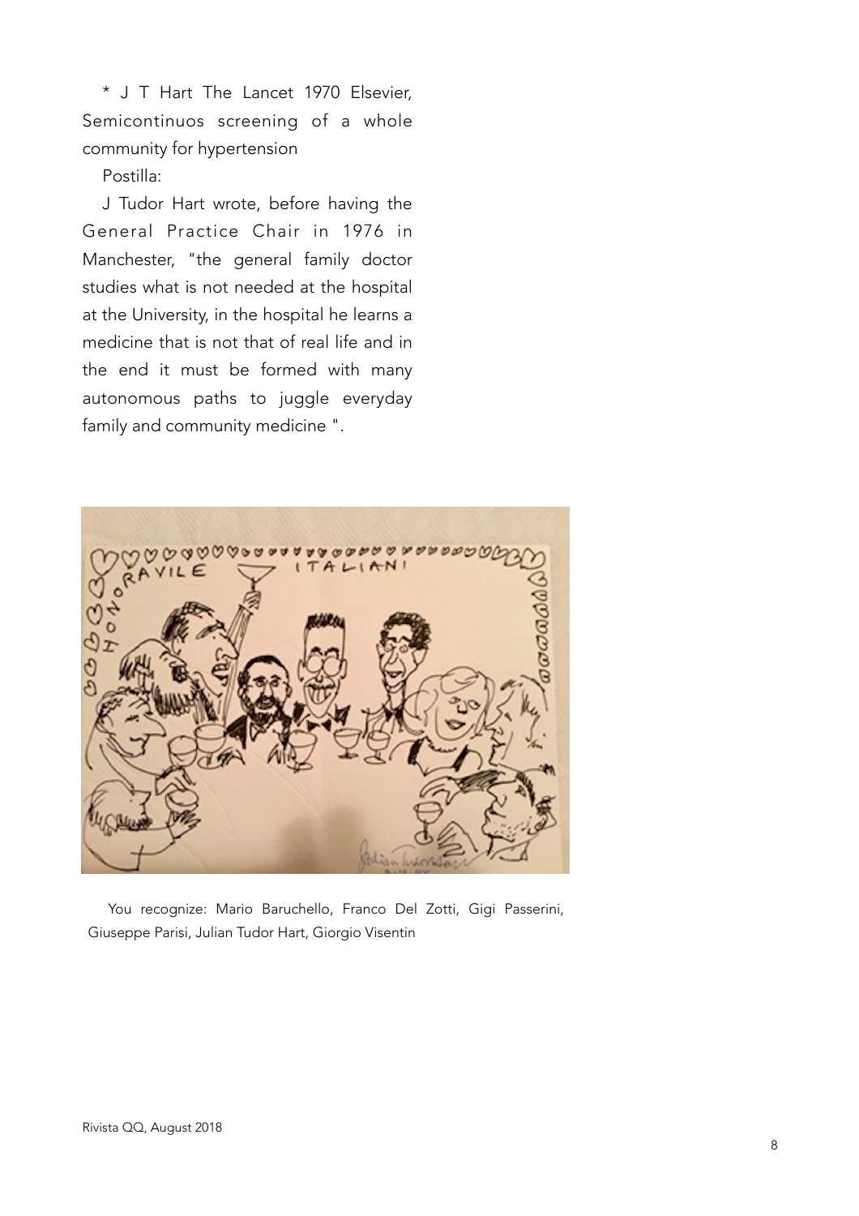* J T Hart The Lancet 1970 Elsevier, Semicontinuos screening of a whole community for hypertension

Postilla:

J Tudor Hart wrote, before having the General Practice Chair in 1976 in Manchester, "the general family doctor studies what is not needed at the hospital at the University, in the hospital he learns a medicine that is not that of real life and in the end it must be formed with many autonomous paths to juggle everyday family and community medicine ".

You recognize: Mario Baruchello, Franco Del Zotti, Gigi Passerini, Giuseppe Parisi, Julian Tudor Hart, Giorgio Visentin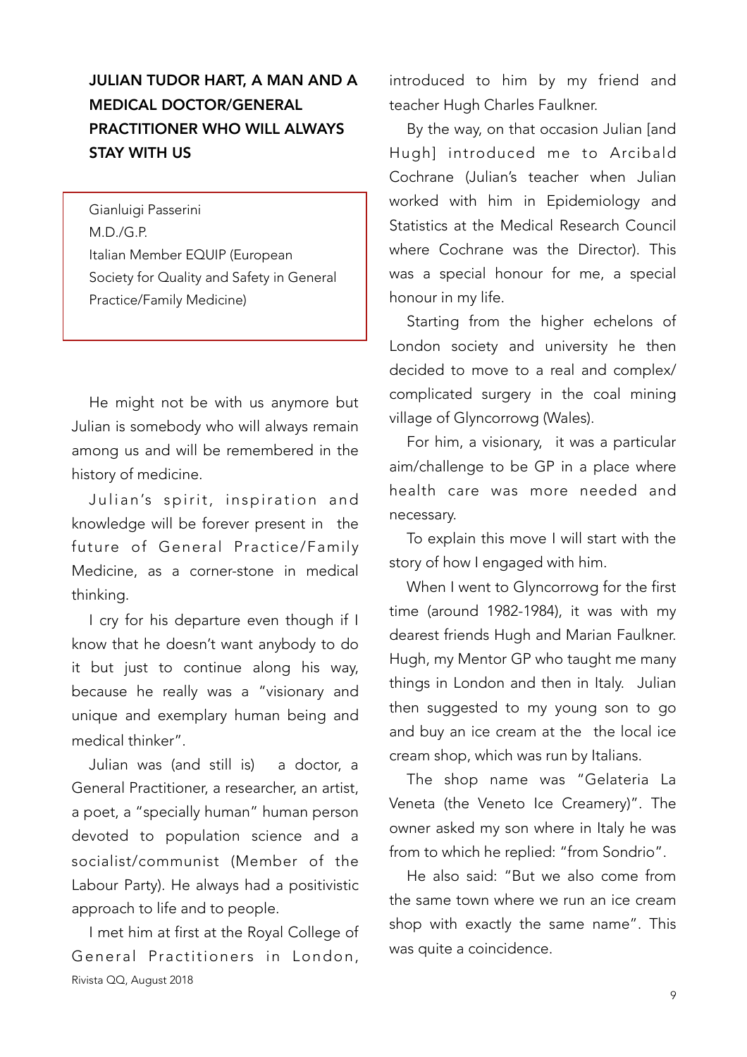# JULIAN TUDOR HART, A MAN AND A MEDICAL DOCTOR/GENERAL PRACTITIONER WHO WILL ALWAYS STAY WITH US

Gianluigi Passerini
M.D./G.P.
Italian Member EQUIP (European Society for Quality and Safety in General Practice/Family Medicine)

He might not be with us anymore but Julian is somebody who will always remain among us and will be remembered in the history of medicine.

Julian's spirit, inspiration and knowledge will be forever present in the future of General Practice/Family Medicine, as a corner-stone in medical thinking.

I cry for his departure even though if I know that he doesn't want anybody to do it but just to continue along his way, because he really was a "visionary and unique and exemplary human being and medical thinker".

Julian was (and still is) a doctor, a General Practitioner, a researcher, an artist, a poet, a "specially human" human person devoted to population science and a socialist/communist (Member of the Labour Party). He always had a positivistic approach to life and to people.

I met him at first at the Royal College of General Practitioners in London, introduced to him by my friend and teacher Hugh Charles Faulkner.

By the way, on that occasion Julian [and Hugh] introduced me to Arcibald Cochrane (Julian's teacher when Julian worked with him in Epidemiology and Statistics at the Medical Research Council where Cochrane was the Director). This was a special honour for me, a special honour in my life.

Starting from the higher echelons of London society and university he then decided to move to a real and complex/complicated surgery in the coal mining village of Glyncorrowg (Wales).

For him, a visionary, it was a particular aim/challenge to be GP in a place where health care was more needed and necessary.

To explain this move I will start with the story of how I engaged with him.

When I went to Glyncorrowg for the first time (around 1982-1984), it was with my dearest friends Hugh and Marian Faulkner. Hugh, my Mentor GP who taught me many things in London and then in Italy. Julian then suggested to my young son to go and buy an ice cream at the the local ice cream shop, which was run by Italians.

The shop name was "Gelateria La Veneta (the Veneto Ice Creamery)". The owner asked my son where in Italy he was from to which he replied: "from Sondrio".

He also said: "But we also come from the same town where we run an ice cream shop with exactly the same name". This was quite a coincidence.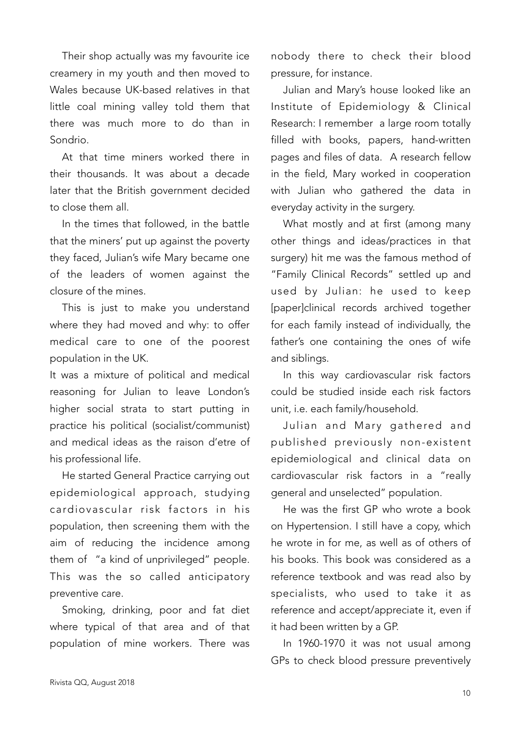Their shop actually was my favourite ice creamery in my youth and then moved to Wales because UK-based relatives in that little coal mining valley told them that there was much more to do than in Sondrio.

At that time miners worked there in their thousands. It was about a decade later that the British government decided to close them all.

In the times that followed, in the battle that the miners' put up against the poverty they faced, Julian's wife Mary became one of the leaders of women against the closure of the mines.

This is just to make you understand where they had moved and why: to offer medical care to one of the poorest population in the UK.

It was a mixture of political and medical reasoning for Julian to leave London's higher social strata to start putting in practice his political (socialist/communist) and medical ideas as the raison d'etre of his professional life.

He started General Practice carrying out epidemiological approach, studying cardiovascular risk factors in his population, then screening them with the aim of reducing the incidence among them of "a kind of unprivileged" people. This was the so called anticipatory preventive care.

Smoking, drinking, poor and fat diet where typical of that area and of that population of mine workers. There was nobody there to check their blood pressure, for instance.

Julian and Mary's house looked like an Institute of Epidemiology & Clinical Research: I remember a large room totally filled with books, papers, hand-written pages and files of data. A research fellow in the field, Mary worked in cooperation with Julian who gathered the data in everyday activity in the surgery.

What mostly and at first (among many other things and ideas/practices in that surgery) hit me was the famous method of "Family Clinical Records" settled up and used by Julian: he used to keep [paper]clinical records archived together for each family instead of individually, the father's one containing the ones of wife and siblings.

In this way cardiovascular risk factors could be studied inside each risk factors unit, i.e. each family/household.

Julian and Mary gathered and published previously non-existent epidemiological and clinical data on cardiovascular risk factors in a "really general and unselected" population.

He was the first GP who wrote a book on Hypertension. I still have a copy, which he wrote in for me, as well as of others of his books. This book was considered as a reference textbook and was read also by specialists, who used to take it as reference and accept/appreciate it, even if it had been written by a GP.

In 1960-1970 it was not usual among GPs to check blood pressure preventively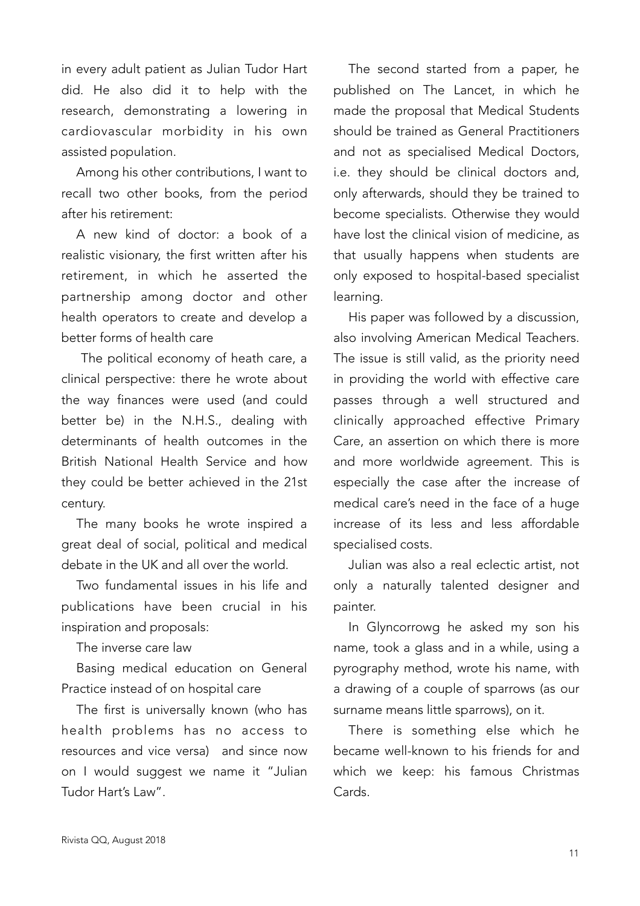in every adult patient as Julian Tudor Hart did. He also did it to help with the research, demonstrating a lowering in cardiovascular morbidity in his own assisted population.

Among his other contributions, I want to recall two other books, from the period after his retirement:

A new kind of doctor: a book of a realistic visionary, the first written after his retirement, in which he asserted the partnership among doctor and other health operators to create and develop a better forms of health care

The political economy of heath care, a clinical perspective: there he wrote about the way finances were used (and could better be) in the N.H.S., dealing with determinants of health outcomes in the British National Health Service and how they could be better achieved in the 21st century.

The many books he wrote inspired a great deal of social, political and medical debate in the UK and all over the world.

Two fundamental issues in his life and publications have been crucial in his inspiration and proposals:

The inverse care law

Basing medical education on General Practice instead of on hospital care

The first is universally known (who has health problems has no access to resources and vice versa) and since now on I would suggest we name it "Julian Tudor Hart's Law".

The second started from a paper, he published on The Lancet, in which he made the proposal that Medical Students should be trained as General Practitioners and not as specialised Medical Doctors, i.e. they should be clinical doctors and, only afterwards, should they be trained to become specialists. Otherwise they would have lost the clinical vision of medicine, as that usually happens when students are only exposed to hospital-based specialist learning.

His paper was followed by a discussion, also involving American Medical Teachers. The issue is still valid, as the priority need in providing the world with effective care passes through a well structured and clinically approached effective Primary Care, an assertion on which there is more and more worldwide agreement. This is especially the case after the increase of medical care's need in the face of a huge increase of its less and less affordable specialised costs.

Julian was also a real eclectic artist, not only a naturally talented designer and painter.

In Glyncorrowg he asked my son his name, took a glass and in a while, using a pyrography method, wrote his name, with a drawing of a couple of sparrows (as our surname means little sparrows), on it.

There is something else which he became well-known to his friends for and which we keep: his famous Christmas Cards.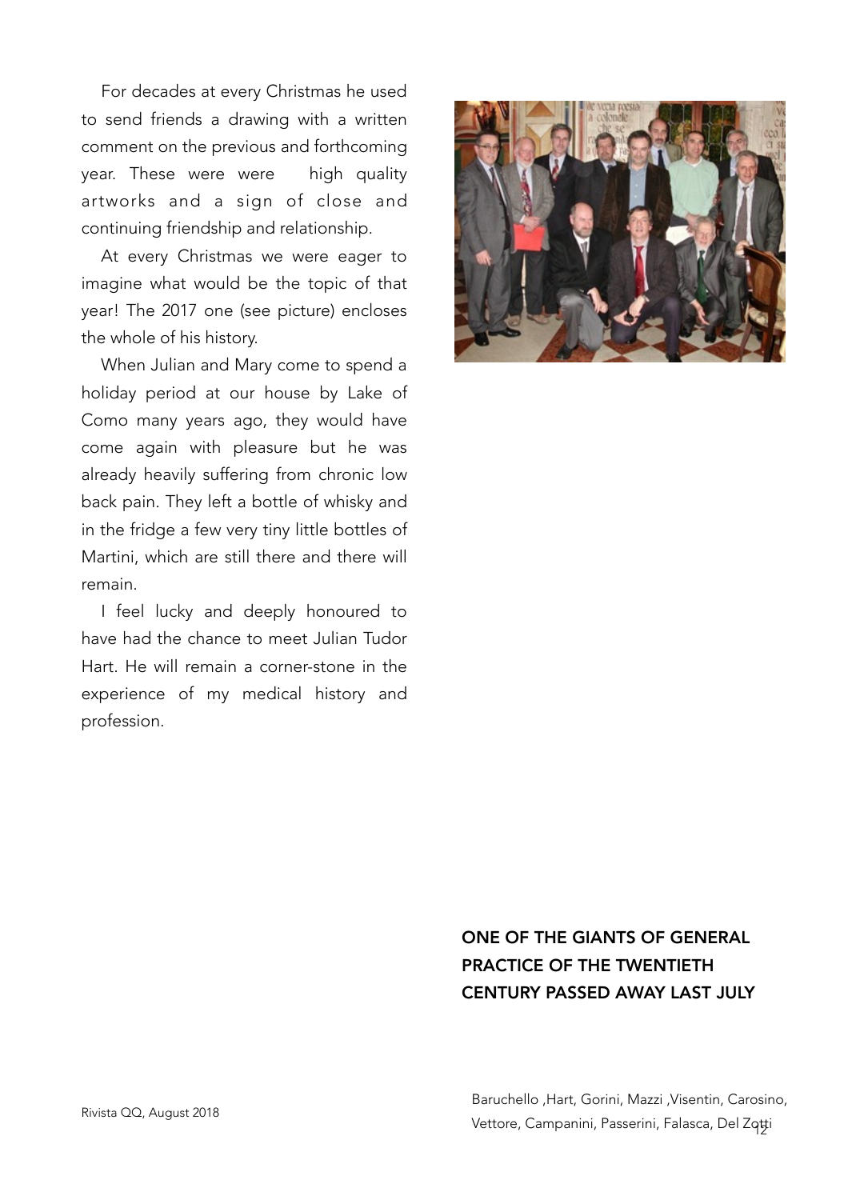For decades at every Christmas he used to send friends a drawing with a written comment on the previous and forthcoming year. These were were  high quality artworks and a sign of close and continuing friendship and relationship.

At every Christmas we were eager to imagine what would be the topic of that year! The 2017 one (see picture) encloses the whole of his history.

When Julian and Mary come to spend a holiday period at our house by Lake of Como many years ago, they would have come again with pleasure but he was already heavily suffering from chronic low back pain. They left a bottle of whisky and in the fridge a few very tiny little bottles of Martini, which are still there and there will remain.

I feel lucky and deeply honoured to have had the chance to meet Julian Tudor Hart. He will remain a corner-stone in the experience of my medical history and profession.

Baruchello ,Hart, Gorini, Mazzi ,Visentin, Carosino, Vettore, Campanini, Passerini, Falasca, Del Zotti

**ONE OF THE GIANTS OF GENERAL PRACTICE OF THE TWENTIETH CENTURY PASSED AWAY LAST JULY**

Rivista QQ, August 2018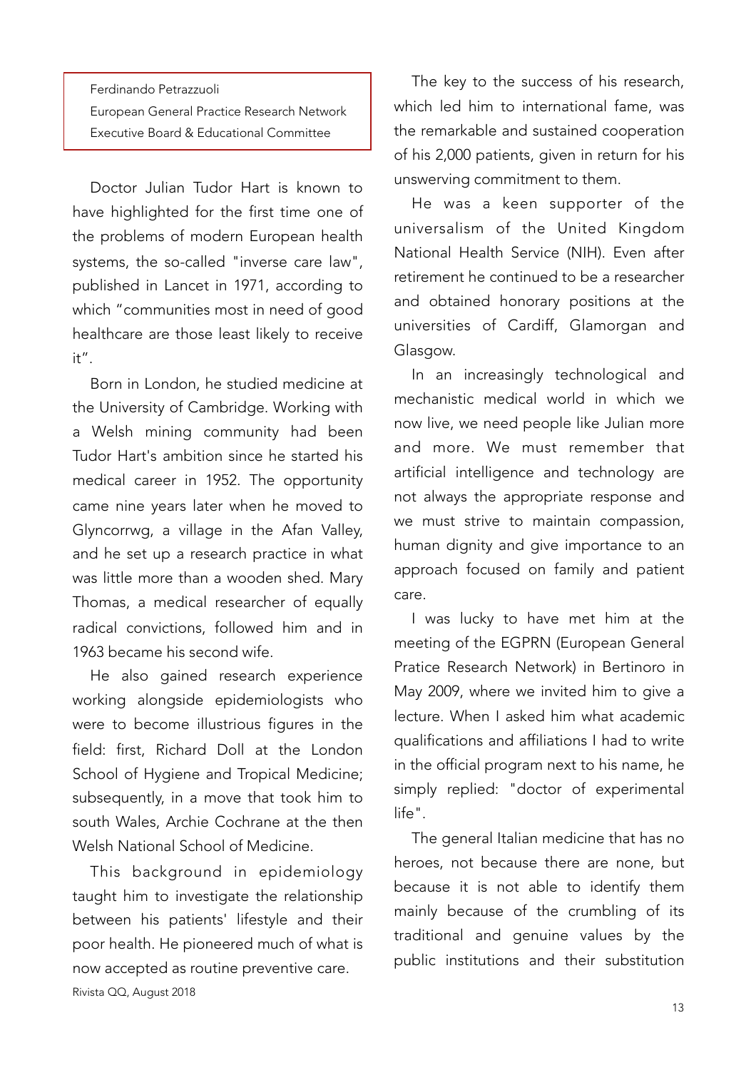Ferdinando Petrazzuoli
European General Practice Research Network
Executive Board & Educational Committee

Doctor Julian Tudor Hart is known to have highlighted for the first time one of the problems of modern European health systems, the so-called "inverse care law", published in Lancet in 1971, according to which "communities most in need of good healthcare are those least likely to receive it".

Born in London, he studied medicine at the University of Cambridge. Working with a Welsh mining community had been Tudor Hart's ambition since he started his medical career in 1952. The opportunity came nine years later when he moved to Glyncorrwg, a village in the Afan Valley, and he set up a research practice in what was little more than a wooden shed. Mary Thomas, a medical researcher of equally radical convictions, followed him and in 1963 became his second wife.

He also gained research experience working alongside epidemiologists who were to become illustrious figures in the field: first, Richard Doll at the London School of Hygiene and Tropical Medicine; subsequently, in a move that took him to south Wales, Archie Cochrane at the then Welsh National School of Medicine.

This background in epidemiology taught him to investigate the relationship between his patients' lifestyle and their poor health. He pioneered much of what is now accepted as routine preventive care.

The key to the success of his research, which led him to international fame, was the remarkable and sustained cooperation of his 2,000 patients, given in return for his unswerving commitment to them.

He was a keen supporter of the universalism of the United Kingdom National Health Service (NIH). Even after retirement he continued to be a researcher and obtained honorary positions at the universities of Cardiff, Glamorgan and Glasgow.

In an increasingly technological and mechanistic medical world in which we now live, we need people like Julian more and more. We must remember that artificial intelligence and technology are not always the appropriate response and we must strive to maintain compassion, human dignity and give importance to an approach focused on family and patient care.

I was lucky to have met him at the meeting of the EGPRN (European General Pratice Research Network) in Bertinoro in May 2009, where we invited him to give a lecture. When I asked him what academic qualifications and affiliations I had to write in the official program next to his name, he simply replied: "doctor of experimental life".

The general Italian medicine that has no heroes, not because there are none, but because it is not able to identify them mainly because of the crumbling of its traditional and genuine values by the public institutions and their substitution

Rivista QQ, August 2018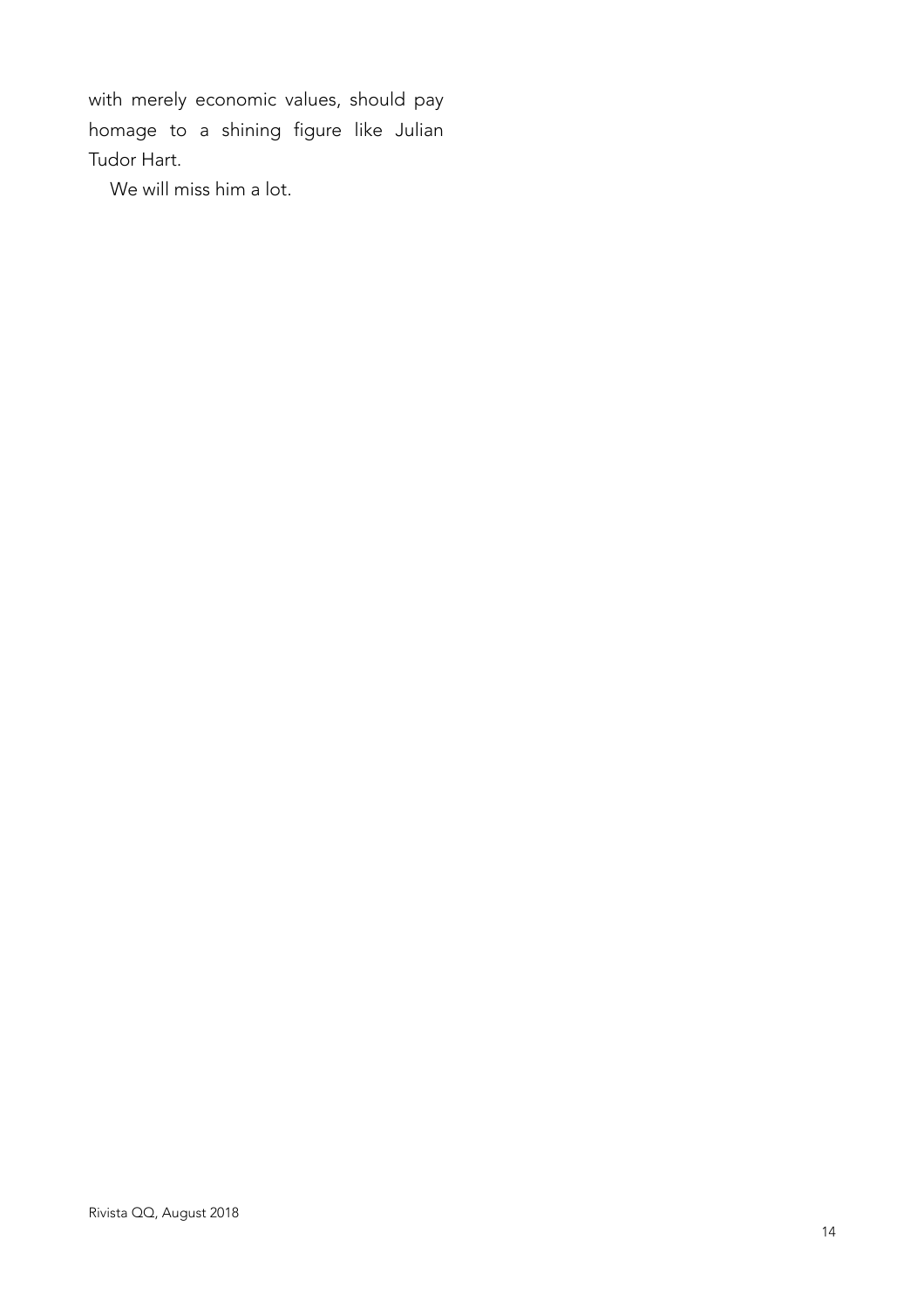with merely economic values, should pay homage to a shining figure like Julian Tudor Hart.

We will miss him a lot.